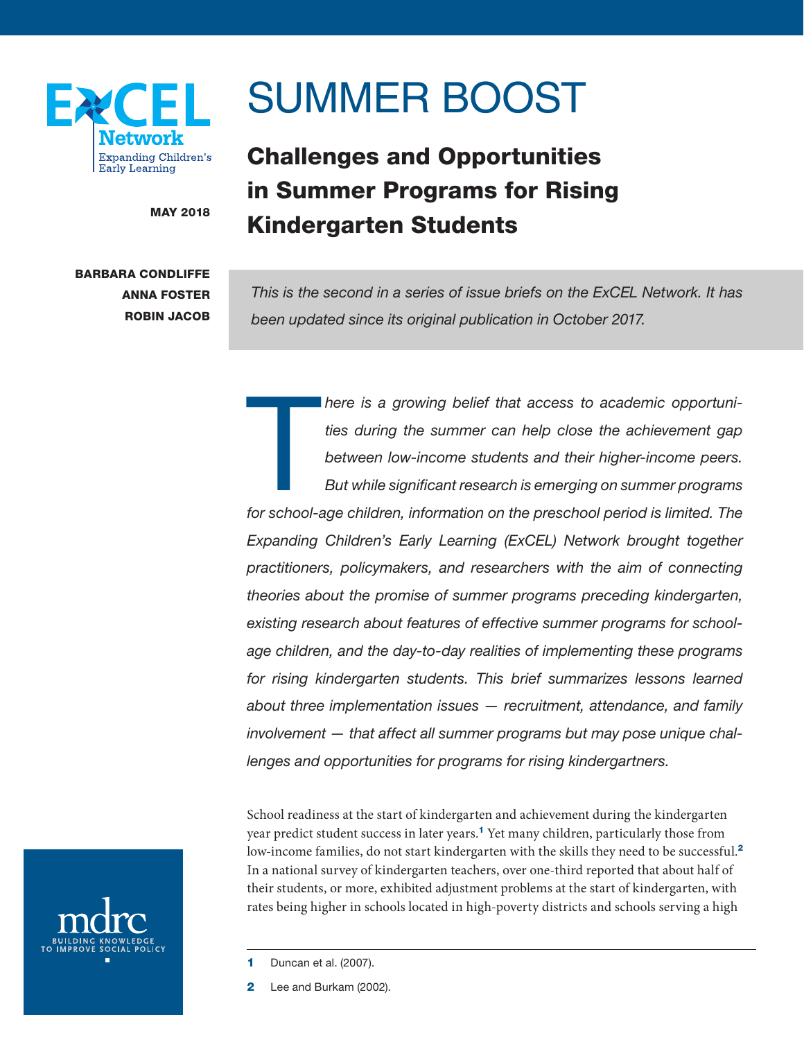ExCEL Network
Expanding Children's Early Learning

MAY 2018

BARBARA CONDLIFFE
ANNA FOSTER
ROBIN JACOB

# SUMMER BOOST

## Challenges and Opportunities in Summer Programs for Rising Kindergarten Students

*This is the second in a series of issue briefs on the ExCEL Network. It has been updated since its original publication in October 2017.*

*There is a growing belief that access to academic opportunities during the summer can help close the achievement gap between low-income students and their higher-income peers. But while significant research is emerging on summer programs for school-age children, information on the preschool period is limited. The Expanding Children's Early Learning (ExCEL) Network brought together practitioners, policymakers, and researchers with the aim of connecting theories about the promise of summer programs preceding kindergarten, existing research about features of effective summer programs for school-age children, and the day-to-day realities of implementing these programs for rising kindergarten students. This brief summarizes lessons learned about three implementation issues — recruitment, attendance, and family involvement — that affect all summer programs but may pose unique challenges and opportunities for programs for rising kindergartners.*

School readiness at the start of kindergarten and achievement during the kindergarten year predict student success in later years.[1] Yet many children, particularly those from low-income families, do not start kindergarten with the skills they need to be successful.[2] In a national survey of kindergarten teachers, over one-third reported that about half of their students, or more, exhibited adjustment problems at the start of kindergarten, with rates being higher in schools located in high-poverty districts and schools serving a high

1 Duncan et al. (2007).

2 Lee and Burkam (2002).

mdrc
BUILDING KNOWLEDGE TO IMPROVE SOCIAL POLICY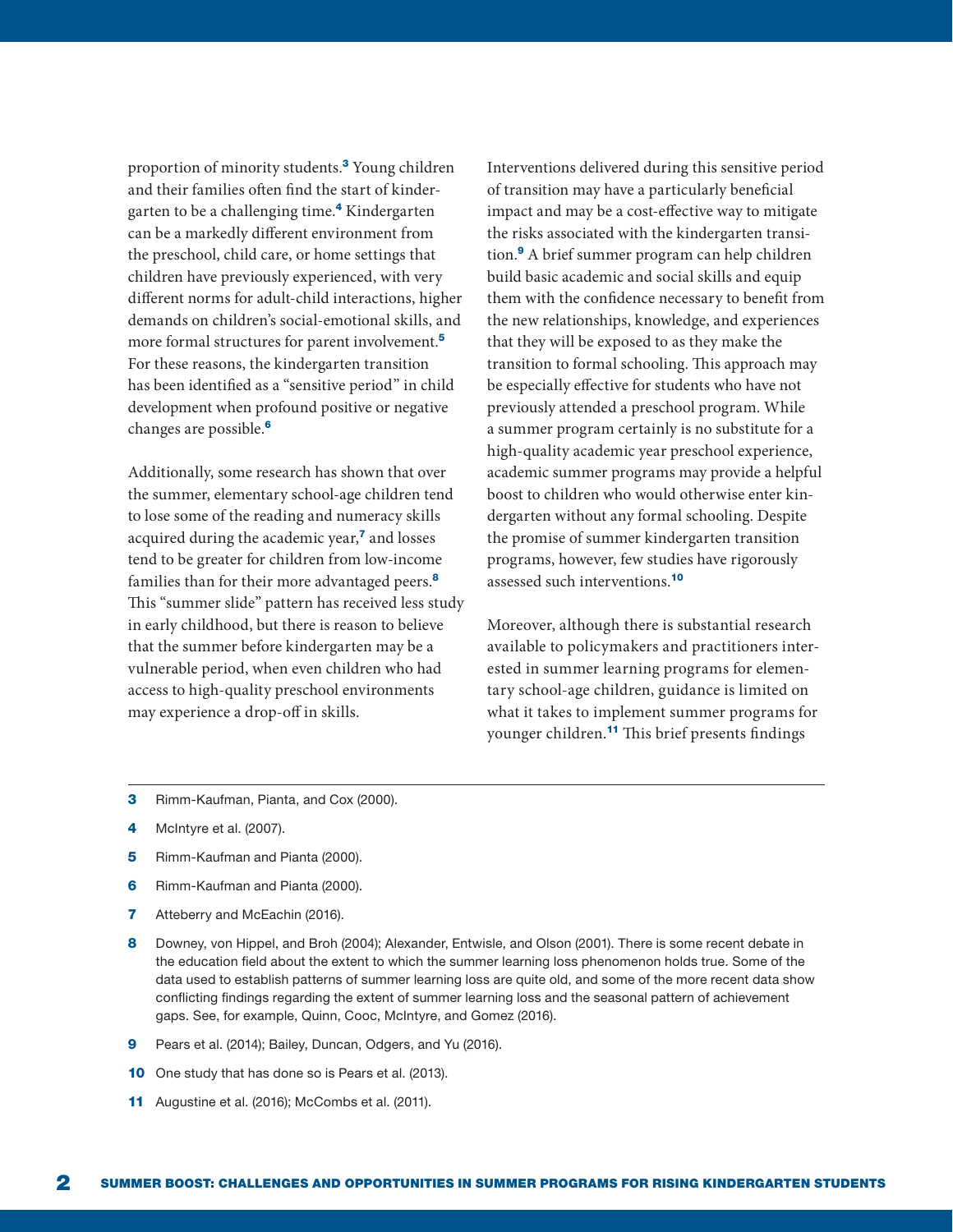proportion of minority students.[3] Young children and their families often find the start of kindergarten to be a challenging time.[4] Kindergarten can be a markedly different environment from the preschool, child care, or home settings that children have previously experienced, with very different norms for adult-child interactions, higher demands on children's social-emotional skills, and more formal structures for parent involvement.[5] For these reasons, the kindergarten transition has been identified as a "sensitive period" in child development when profound positive or negative changes are possible.[6]

Additionally, some research has shown that over the summer, elementary school-age children tend to lose some of the reading and numeracy skills acquired during the academic year,[7] and losses tend to be greater for children from low-income families than for their more advantaged peers.[8] This "summer slide" pattern has received less study in early childhood, but there is reason to believe that the summer before kindergarten may be a vulnerable period, when even children who had access to high-quality preschool environments may experience a drop-off in skills.

Interventions delivered during this sensitive period of transition may have a particularly beneficial impact and may be a cost-effective way to mitigate the risks associated with the kindergarten transition.[9] A brief summer program can help children build basic academic and social skills and equip them with the confidence necessary to benefit from the new relationships, knowledge, and experiences that they will be exposed to as they make the transition to formal schooling. This approach may be especially effective for students who have not previously attended a preschool program. While a summer program certainly is no substitute for a high-quality academic year preschool experience, academic summer programs may provide a helpful boost to children who would otherwise enter kindergarten without any formal schooling. Despite the promise of summer kindergarten transition programs, however, few studies have rigorously assessed such interventions.[10]

Moreover, although there is substantial research available to policymakers and practitioners interested in summer learning programs for elementary school-age children, guidance is limited on what it takes to implement summer programs for younger children.[11] This brief presents findings

---

3 Rimm-Kaufman, Pianta, and Cox (2000).

4 McIntyre et al. (2007).

5 Rimm-Kaufman and Pianta (2000).

6 Rimm-Kaufman and Pianta (2000).

7 Atteberry and McEachin (2016).

8 Downey, von Hippel, and Broh (2004); Alexander, Entwisle, and Olson (2001). There is some recent debate in the education field about the extent to which the summer learning loss phenomenon holds true. Some of the data used to establish patterns of summer learning loss are quite old, and some of the more recent data show conflicting findings regarding the extent of summer learning loss and the seasonal pattern of achievement gaps. See, for example, Quinn, Cooc, McIntyre, and Gomez (2016).

9 Pears et al. (2014); Bailey, Duncan, Odgers, and Yu (2016).

10 One study that has done so is Pears et al. (2013).

11 Augustine et al. (2016); McCombs et al. (2011).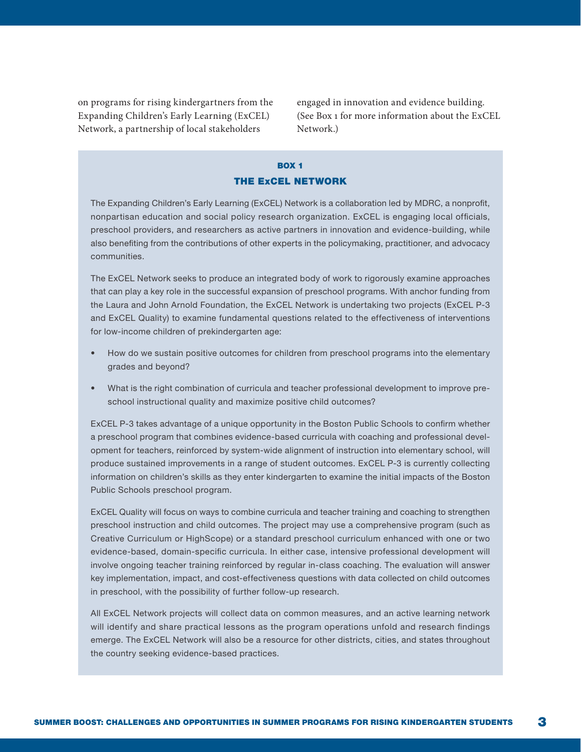on programs for rising kindergartners from the Expanding Children's Early Learning (ExCEL) Network, a partnership of local stakeholders engaged in innovation and evidence building. (See Box 1 for more information about the ExCEL Network.)

### BOX 1
### THE ExCEL NETWORK

The Expanding Children's Early Learning (ExCEL) Network is a collaboration led by MDRC, a nonprofit, nonpartisan education and social policy research organization. ExCEL is engaging local officials, preschool providers, and researchers as active partners in innovation and evidence-building, while also benefiting from the contributions of other experts in the policymaking, practitioner, and advocacy communities.

The ExCEL Network seeks to produce an integrated body of work to rigorously examine approaches that can play a key role in the successful expansion of preschool programs. With anchor funding from the Laura and John Arnold Foundation, the ExCEL Network is undertaking two projects (ExCEL P-3 and ExCEL Quality) to examine fundamental questions related to the effectiveness of interventions for low-income children of prekindergarten age:

- How do we sustain positive outcomes for children from preschool programs into the elementary grades and beyond?
- What is the right combination of curricula and teacher professional development to improve preschool instructional quality and maximize positive child outcomes?

ExCEL P-3 takes advantage of a unique opportunity in the Boston Public Schools to confirm whether a preschool program that combines evidence-based curricula with coaching and professional development for teachers, reinforced by system-wide alignment of instruction into elementary school, will produce sustained improvements in a range of student outcomes. ExCEL P-3 is currently collecting information on children's skills as they enter kindergarten to examine the initial impacts of the Boston Public Schools preschool program.

ExCEL Quality will focus on ways to combine curricula and teacher training and coaching to strengthen preschool instruction and child outcomes. The project may use a comprehensive program (such as Creative Curriculum or HighScope) or a standard preschool curriculum enhanced with one or two evidence-based, domain-specific curricula. In either case, intensive professional development will involve ongoing teacher training reinforced by regular in-class coaching. The evaluation will answer key implementation, impact, and cost-effectiveness questions with data collected on child outcomes in preschool, with the possibility of further follow-up research.

All ExCEL Network projects will collect data on common measures, and an active learning network will identify and share practical lessons as the program operations unfold and research findings emerge. The ExCEL Network will also be a resource for other districts, cities, and states throughout the country seeking evidence-based practices.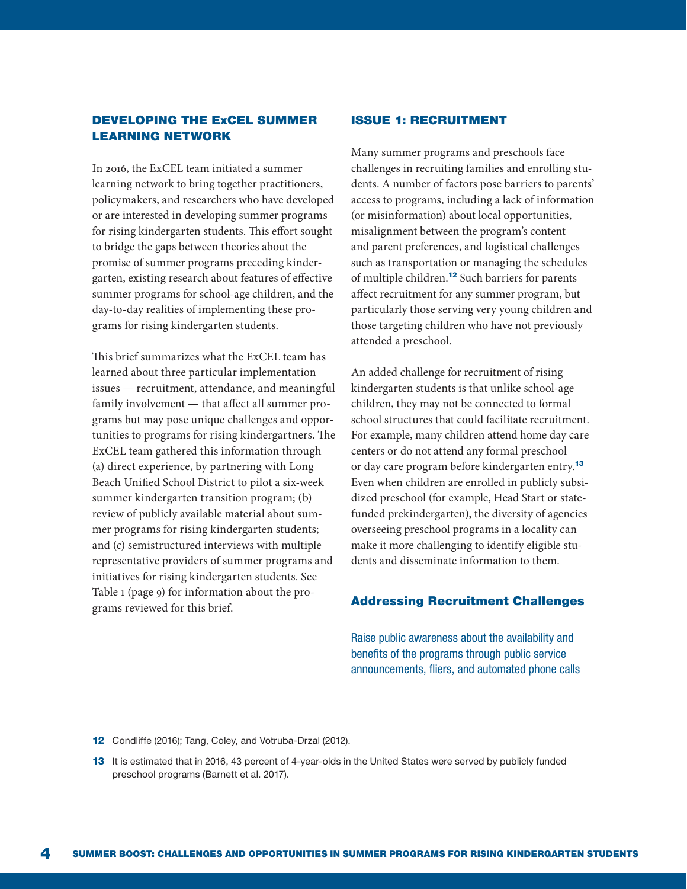## DEVELOPING THE ExCEL SUMMER LEARNING NETWORK

In 2016, the ExCEL team initiated a summer learning network to bring together practitioners, policymakers, and researchers who have developed or are interested in developing summer programs for rising kindergarten students. This effort sought to bridge the gaps between theories about the promise of summer programs preceding kindergarten, existing research about features of effective summer programs for school-age children, and the day-to-day realities of implementing these programs for rising kindergarten students.

This brief summarizes what the ExCEL team has learned about three particular implementation issues — recruitment, attendance, and meaningful family involvement — that affect all summer programs but may pose unique challenges and opportunities to programs for rising kindergartners. The ExCEL team gathered this information through (a) direct experience, by partnering with Long Beach Unified School District to pilot a six-week summer kindergarten transition program; (b) review of publicly available material about summer programs for rising kindergarten students; and (c) semistructured interviews with multiple representative providers of summer programs and initiatives for rising kindergarten students. See Table 1 (page 9) for information about the programs reviewed for this brief.

## ISSUE 1: RECRUITMENT

Many summer programs and preschools face challenges in recruiting families and enrolling students. A number of factors pose barriers to parents' access to programs, including a lack of information (or misinformation) about local opportunities, misalignment between the program's content and parent preferences, and logistical challenges such as transportation or managing the schedules of multiple children.[12] Such barriers for parents affect recruitment for any summer program, but particularly those serving very young children and those targeting children who have not previously attended a preschool.

An added challenge for recruitment of rising kindergarten students is that unlike school-age children, they may not be connected to formal school structures that could facilitate recruitment. For example, many children attend home day care centers or do not attend any formal preschool or day care program before kindergarten entry.[13] Even when children are enrolled in publicly subsidized preschool (for example, Head Start or state-funded prekindergarten), the diversity of agencies overseeing preschool programs in a locality can make it more challenging to identify eligible students and disseminate information to them.

### Addressing Recruitment Challenges

Raise public awareness about the availability and benefits of the programs through public service announcements, fliers, and automated phone calls

---

[12] Condliffe (2016); Tang, Coley, and Votruba-Drzal (2012).

[13] It is estimated that in 2016, 43 percent of 4-year-olds in the United States were served by publicly funded preschool programs (Barnett et al. 2017).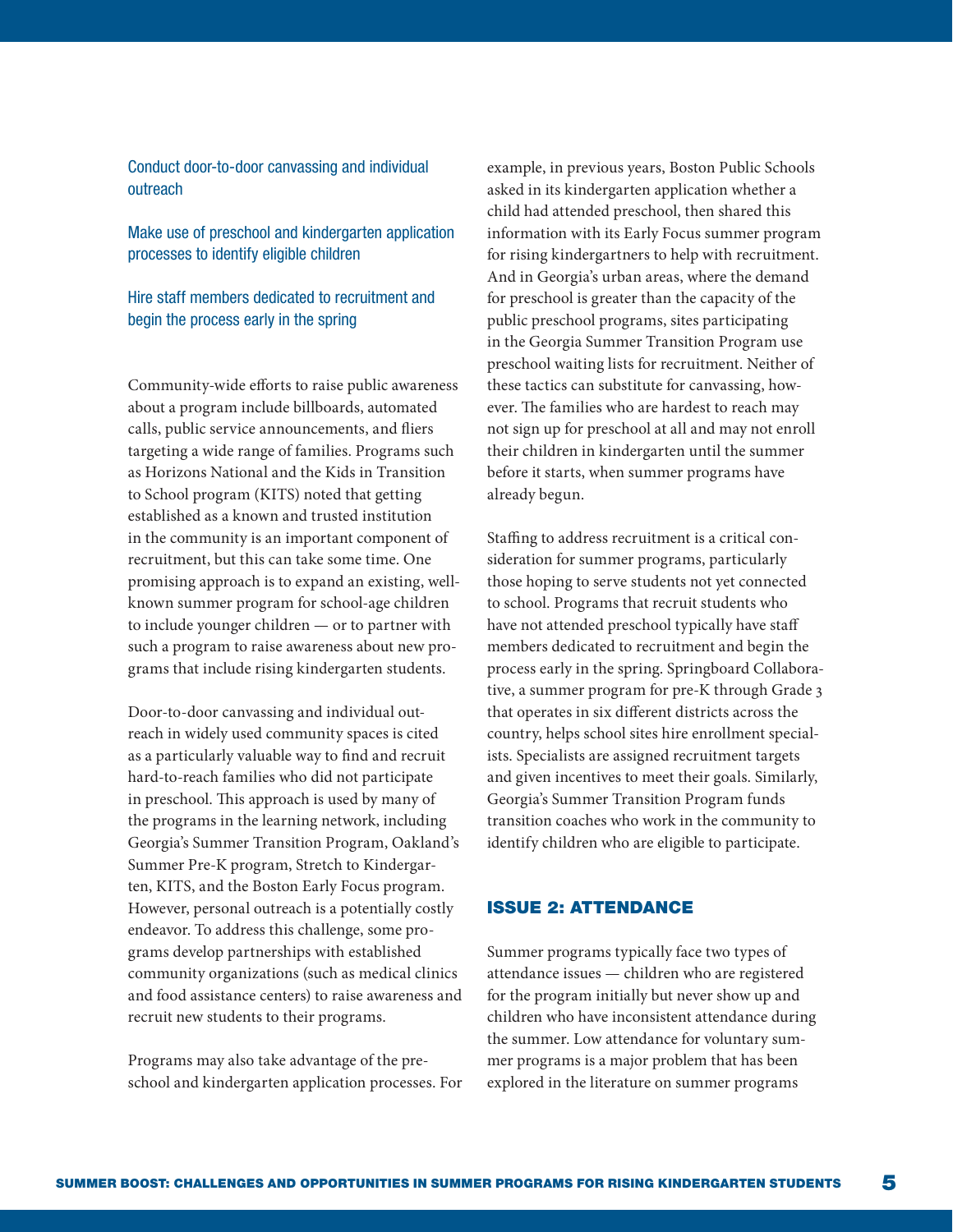Conduct door-to-door canvassing and individual outreach

Make use of preschool and kindergarten application processes to identify eligible children

Hire staff members dedicated to recruitment and begin the process early in the spring

Community-wide efforts to raise public awareness about a program include billboards, automated calls, public service announcements, and fliers targeting a wide range of families. Programs such as Horizons National and the Kids in Transition to School program (KITS) noted that getting established as a known and trusted institution in the community is an important component of recruitment, but this can take some time. One promising approach is to expand an existing, well-known summer program for school-age children to include younger children — or to partner with such a program to raise awareness about new programs that include rising kindergarten students.

Door-to-door canvassing and individual outreach in widely used community spaces is cited as a particularly valuable way to find and recruit hard-to-reach families who did not participate in preschool. This approach is used by many of the programs in the learning network, including Georgia's Summer Transition Program, Oakland's Summer Pre-K program, Stretch to Kindergarten, KITS, and the Boston Early Focus program. However, personal outreach is a potentially costly endeavor. To address this challenge, some programs develop partnerships with established community organizations (such as medical clinics and food assistance centers) to raise awareness and recruit new students to their programs.

Programs may also take advantage of the preschool and kindergarten application processes. For example, in previous years, Boston Public Schools asked in its kindergarten application whether a child had attended preschool, then shared this information with its Early Focus summer program for rising kindergartners to help with recruitment. And in Georgia's urban areas, where the demand for preschool is greater than the capacity of the public preschool programs, sites participating in the Georgia Summer Transition Program use preschool waiting lists for recruitment. Neither of these tactics can substitute for canvassing, however. The families who are hardest to reach may not sign up for preschool at all and may not enroll their children in kindergarten until the summer before it starts, when summer programs have already begun.

Staffing to address recruitment is a critical consideration for summer programs, particularly those hoping to serve students not yet connected to school. Programs that recruit students who have not attended preschool typically have staff members dedicated to recruitment and begin the process early in the spring. Springboard Collaborative, a summer program for pre-K through Grade 3 that operates in six different districts across the country, helps school sites hire enrollment specialists. Specialists are assigned recruitment targets and given incentives to meet their goals. Similarly, Georgia's Summer Transition Program funds transition coaches who work in the community to identify children who are eligible to participate.

## ISSUE 2: ATTENDANCE

Summer programs typically face two types of attendance issues — children who are registered for the program initially but never show up and children who have inconsistent attendance during the summer. Low attendance for voluntary summer programs is a major problem that has been explored in the literature on summer programs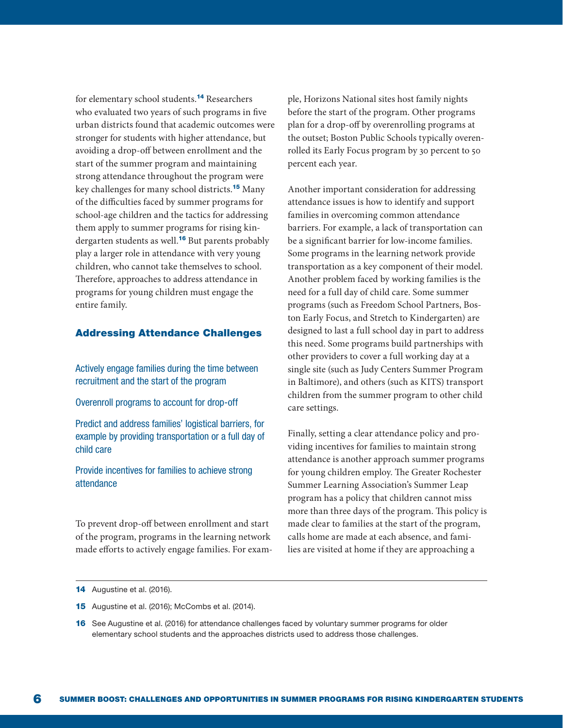for elementary school students.[14] Researchers who evaluated two years of such programs in five urban districts found that academic outcomes were stronger for students with higher attendance, but avoiding a drop-off between enrollment and the start of the summer program and maintaining strong attendance throughout the program were key challenges for many school districts.[15] Many of the difficulties faced by summer programs for school-age children and the tactics for addressing them apply to summer programs for rising kindergarten students as well.[16] But parents probably play a larger role in attendance with very young children, who cannot take themselves to school. Therefore, approaches to address attendance in programs for young children must engage the entire family.

## Addressing Attendance Challenges

Actively engage families during the time between recruitment and the start of the program

Overenroll programs to account for drop-off

Predict and address families' logistical barriers, for example by providing transportation or a full day of child care

Provide incentives for families to achieve strong attendance

To prevent drop-off between enrollment and start of the program, programs in the learning network made efforts to actively engage families. For example, Horizons National sites host family nights before the start of the program. Other programs plan for a drop-off by overenrolling programs at the outset; Boston Public Schools typically overenrolled its Early Focus program by 30 percent to 50 percent each year.

Another important consideration for addressing attendance issues is how to identify and support families in overcoming common attendance barriers. For example, a lack of transportation can be a significant barrier for low-income families. Some programs in the learning network provide transportation as a key component of their model. Another problem faced by working families is the need for a full day of child care. Some summer programs (such as Freedom School Partners, Boston Early Focus, and Stretch to Kindergarten) are designed to last a full school day in part to address this need. Some programs build partnerships with other providers to cover a full working day at a single site (such as Judy Centers Summer Program in Baltimore), and others (such as KITS) transport children from the summer program to other child care settings.

Finally, setting a clear attendance policy and providing incentives for families to maintain strong attendance is another approach summer programs for young children employ. The Greater Rochester Summer Learning Association's Summer Leap program has a policy that children cannot miss more than three days of the program. This policy is made clear to families at the start of the program, calls home are made at each absence, and families are visited at home if they are approaching a

---

**14** Augustine et al. (2016).

**15** Augustine et al. (2016); McCombs et al. (2014).

**16** See Augustine et al. (2016) for attendance challenges faced by voluntary summer programs for older elementary school students and the approaches districts used to address those challenges.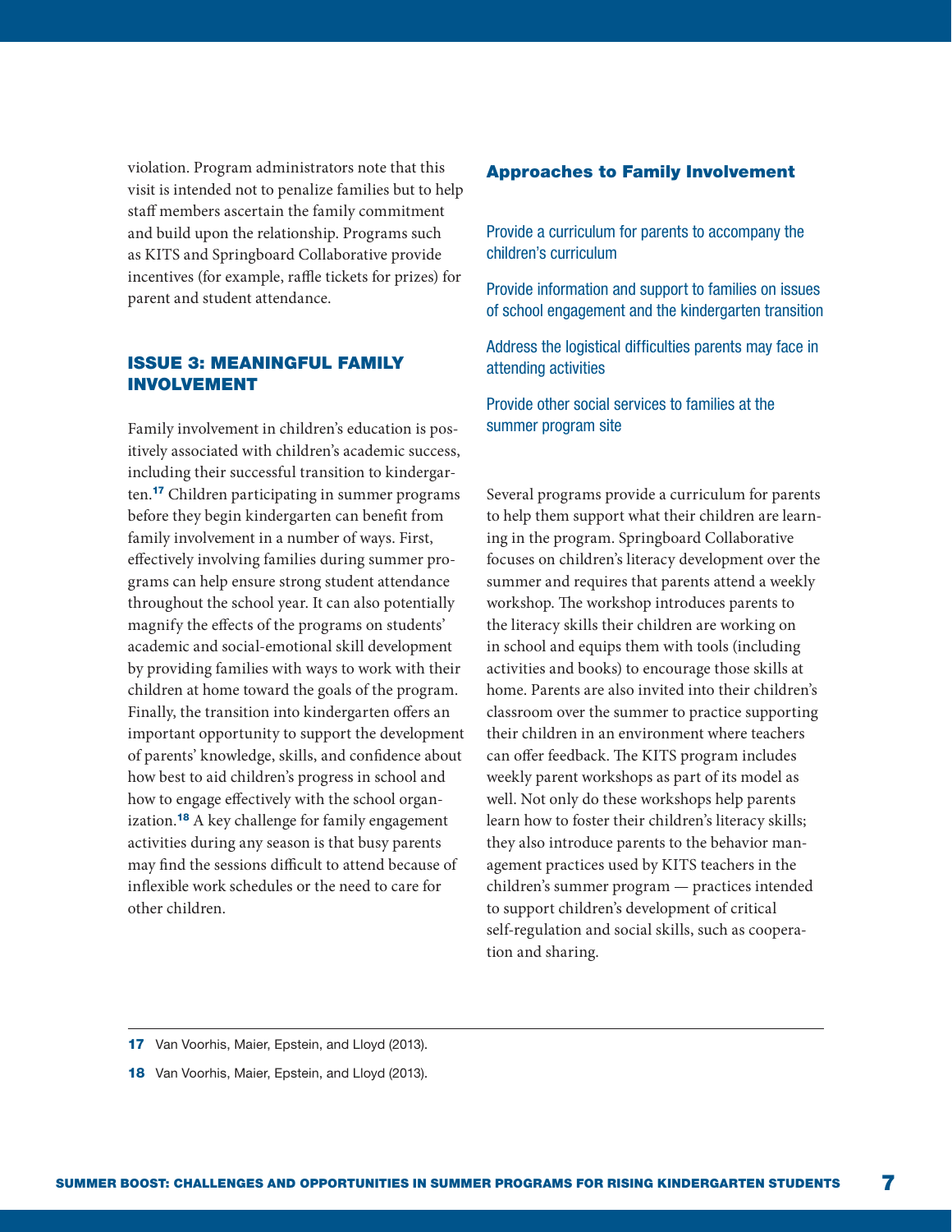violation. Program administrators note that this visit is intended not to penalize families but to help staff members ascertain the family commitment and build upon the relationship. Programs such as KITS and Springboard Collaborative provide incentives (for example, raffle tickets for prizes) for parent and student attendance.

## ISSUE 3: MEANINGFUL FAMILY INVOLVEMENT

Family involvement in children's education is positively associated with children's academic success, including their successful transition to kindergarten.[17] Children participating in summer programs before they begin kindergarten can benefit from family involvement in a number of ways. First, effectively involving families during summer programs can help ensure strong student attendance throughout the school year. It can also potentially magnify the effects of the programs on students' academic and social-emotional skill development by providing families with ways to work with their children at home toward the goals of the program. Finally, the transition into kindergarten offers an important opportunity to support the development of parents' knowledge, skills, and confidence about how best to aid children's progress in school and how to engage effectively with the school organization.[18] A key challenge for family engagement activities during any season is that busy parents may find the sessions difficult to attend because of inflexible work schedules or the need to care for other children.

### Approaches to Family Involvement

Provide a curriculum for parents to accompany the children's curriculum

Provide information and support to families on issues of school engagement and the kindergarten transition

Address the logistical difficulties parents may face in attending activities

Provide other social services to families at the summer program site

Several programs provide a curriculum for parents to help them support what their children are learning in the program. Springboard Collaborative focuses on children's literacy development over the summer and requires that parents attend a weekly workshop. The workshop introduces parents to the literacy skills their children are working on in school and equips them with tools (including activities and books) to encourage those skills at home. Parents are also invited into their children's classroom over the summer to practice supporting their children in an environment where teachers can offer feedback. The KITS program includes weekly parent workshops as part of its model as well. Not only do these workshops help parents learn how to foster their children's literacy skills; they also introduce parents to the behavior management practices used by KITS teachers in the children's summer program — practices intended to support children's development of critical self-regulation and social skills, such as cooperation and sharing.

---

17 Van Voorhis, Maier, Epstein, and Lloyd (2013).

18 Van Voorhis, Maier, Epstein, and Lloyd (2013).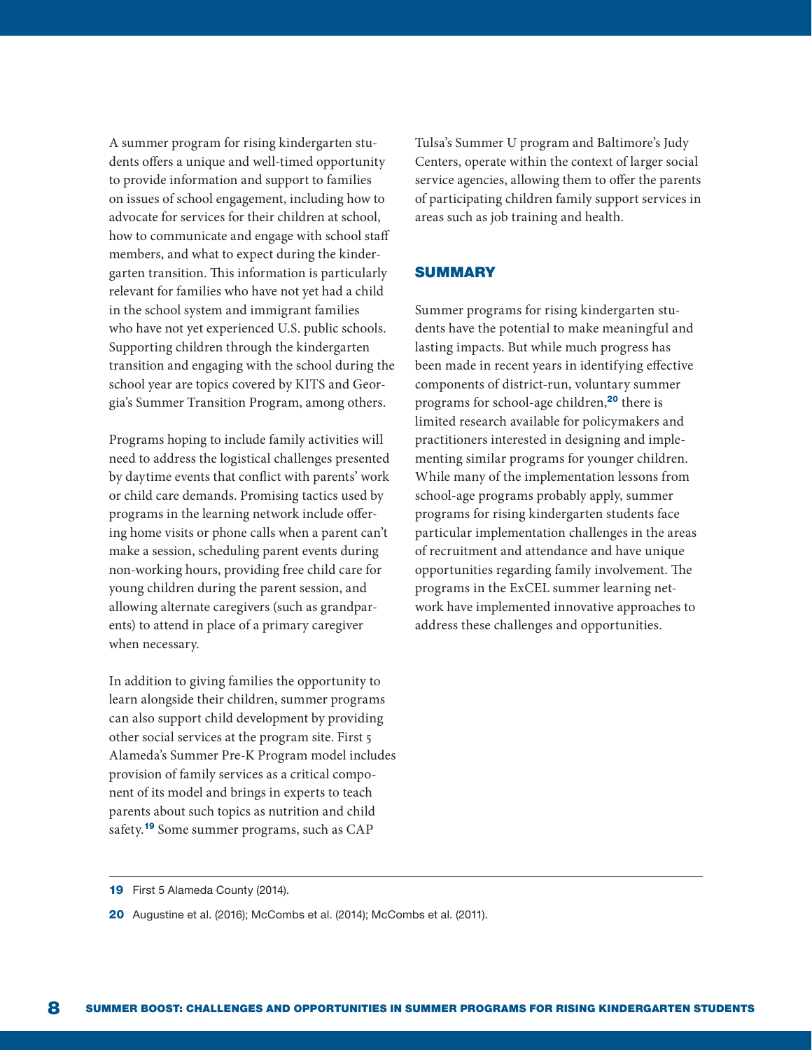A summer program for rising kindergarten students offers a unique and well-timed opportunity to provide information and support to families on issues of school engagement, including how to advocate for services for their children at school, how to communicate and engage with school staff members, and what to expect during the kindergarten transition. This information is particularly relevant for families who have not yet had a child in the school system and immigrant families who have not yet experienced U.S. public schools. Supporting children through the kindergarten transition and engaging with the school during the school year are topics covered by KITS and Georgia's Summer Transition Program, among others.

Programs hoping to include family activities will need to address the logistical challenges presented by daytime events that conflict with parents' work or child care demands. Promising tactics used by programs in the learning network include offering home visits or phone calls when a parent can't make a session, scheduling parent events during non-working hours, providing free child care for young children during the parent session, and allowing alternate caregivers (such as grandparents) to attend in place of a primary caregiver when necessary.

In addition to giving families the opportunity to learn alongside their children, summer programs can also support child development by providing other social services at the program site. First 5 Alameda's Summer Pre-K Program model includes provision of family services as a critical component of its model and brings in experts to teach parents about such topics as nutrition and child safety.[19] Some summer programs, such as CAP Tulsa's Summer U program and Baltimore's Judy Centers, operate within the context of larger social service agencies, allowing them to offer the parents of participating children family support services in areas such as job training and health.

## SUMMARY

Summer programs for rising kindergarten students have the potential to make meaningful and lasting impacts. But while much progress has been made in recent years in identifying effective components of district-run, voluntary summer programs for school-age children,[20] there is limited research available for policymakers and practitioners interested in designing and implementing similar programs for younger children. While many of the implementation lessons from school-age programs probably apply, summer programs for rising kindergarten students face particular implementation challenges in the areas of recruitment and attendance and have unique opportunities regarding family involvement. The programs in the ExCEL summer learning network have implemented innovative approaches to address these challenges and opportunities.

---

19 First 5 Alameda County (2014).

20 Augustine et al. (2016); McCombs et al. (2014); McCombs et al. (2011).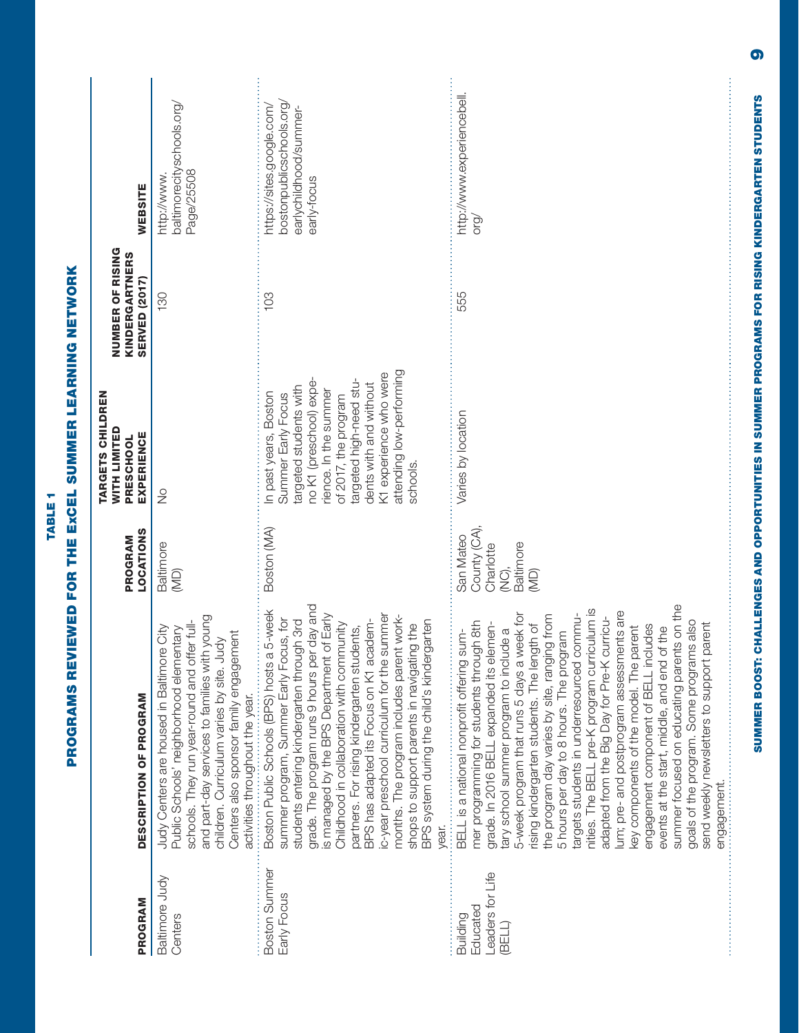## TABLE 1

## PROGRAMS REVIEWED FOR THE ExCEL SUMMER LEARNING NETWORK

| PROGRAM | DESCRIPTION OF PROGRAM | PROGRAM LOCATIONS | TARGETS CHILDREN WITH LIMITED PRESCHOOL EXPERIENCE | NUMBER OF RISING KINDERGARTNERS SERVED (2017) | WEBSITE |
|---|---|---|---|---|---|
| Baltimore Judy Centers | Judy Centers are housed in Baltimore City Public Schools' neighborhood elementary schools. They run year-round and offer full- and part-day services to families with young children. Curriculum varies by site. Judy Centers also sponsor family engagement activities throughout the year. | Baltimore (MD) | No | 130 | http://www.baltimorecityschools.org/Page/25508 |
| Boston Summer Early Focus | Boston Public Schools (BPS) hosts a 5-week summer program, Summer Early Focus, for students entering kindergarten through 3rd grade. The program runs 9 hours per day and is managed by the BPS Department of Early Childhood in collaboration with community partners. For rising kindergarten students, BPS has adapted its Focus on K1 academic-year preschool curriculum for the summer months. The program includes parent workshops to support parents in navigating the BPS system during the child's kindergarten year. | Boston (MA) | In past years, Boston Summer Early Focus targeted students with no K1 (preschool) experience. In the summer of 2017, the program targeted high-need students with and without K1 experience who were attending low-performing schools. | 103 | https://sites.google.com/bostonpublicschools.org/earlychildhood/summer-early-focus |
| Building Educated Leaders for Life (BELL) | BELL is a national nonprofit offering summer programming for students through 8th grade. In 2016 BELL expanded its elementary school summer program to include a 5-week program that runs 5 days a week for rising kindergarten students. The length of the program day varies by site, ranging from 5 hours per day to 8 hours. The program targets students in underresourced communities. The BELL pre-K program curriculum is adapted from the Big Day for Pre-K curriculum; pre- and postprogram assessments are key components of the model. The parent engagement component of BELL includes events at the start, middle, and end of the summer focused on educating parents on the goals of the program. Some programs also send weekly newsletters to support parent engagement. | San Mateo County (CA), Charlotte (NC), Baltimore (MD) | Varies by location | 555 | http://www.experiencebell.org/ |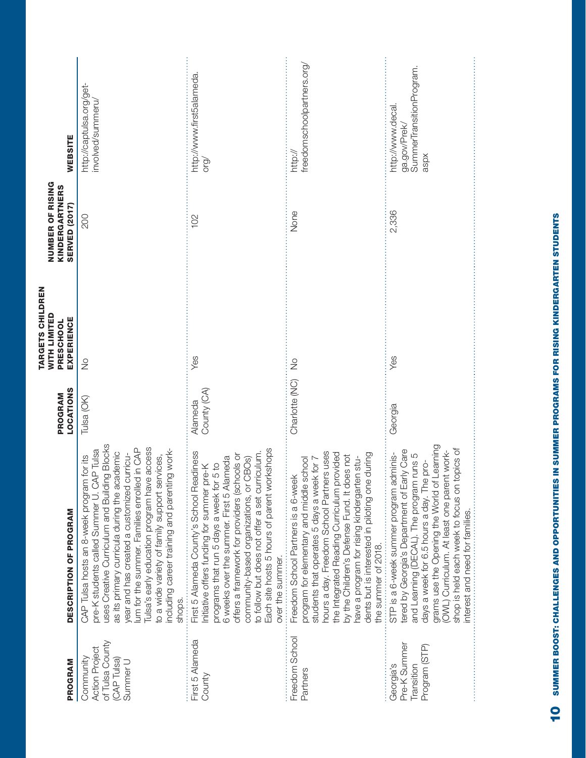| PROGRAM | DESCRIPTION OF PROGRAM | PROGRAM LOCATIONS | TARGETS CHILDREN WITH LIMITED PRESCHOOL EXPERIENCE | NUMBER OF RISING KINDERGARTNERS SERVED (2017) | WEBSITE |
|---|---|---|---|---|---|
| Community Action Project of Tulsa County (CAP Tulsa) Summer U | CAP Tulsa hosts an 8-week program for its pre-K students called Summer U. CAP Tulsa uses Creative Curriculum and Building Blocks as its primary curricula during the academic year and has created a customized curriculum for the summer. Families enrolled in CAP Tulsa's early education program have access to a wide variety of family support services, including career training and parenting workshops. | Tulsa (OK) | No | 200 | http://captulsa.org/get-involved/summeru/ |
| First 5 Alameda County | First 5 Alameda County's School Readiness Initiative offers funding for summer pre-K programs that run 5 days a week for 5 to 6 weeks over the summer. First 5 Alameda offers a framework for providers (schools or community-based organizations, or CBOs) to follow but does not offer a set curriculum. Each site hosts 5 hours of parent workshops over the summer. | Alameda County (CA) | Yes | 102 | http://www.first5alameda.org/ |
| Freedom School Partners | Freedom School Partners is a 6-week program for elementary and middle school students that operates 5 days a week for 7 hours a day. Freedom School Partners uses the Integrated Reading Curriculum provided by the Children's Defense Fund. It does not have a program for rising kindergarten students but is interested in piloting one during the summer of 2018. | Charlotte (NC) | No | None | http://freedomschoolpartners.org/ |
| Georgia's Pre-K Summer Transition Program (STP) | STP is a 6-week summer program administered by Georgia's Department of Early Care and Learning (DECAL). The program runs 5 days a week for 6.5 hours a day. The programs use the Opening the World of Learning (OWL) Curriculum. At least one parent workshop is held each week to focus on topics of interest and need for families. | Georgia | Yes | 2,336 | http://www.decal.ga.gov/Prek/SummerTransitionProgram.aspx |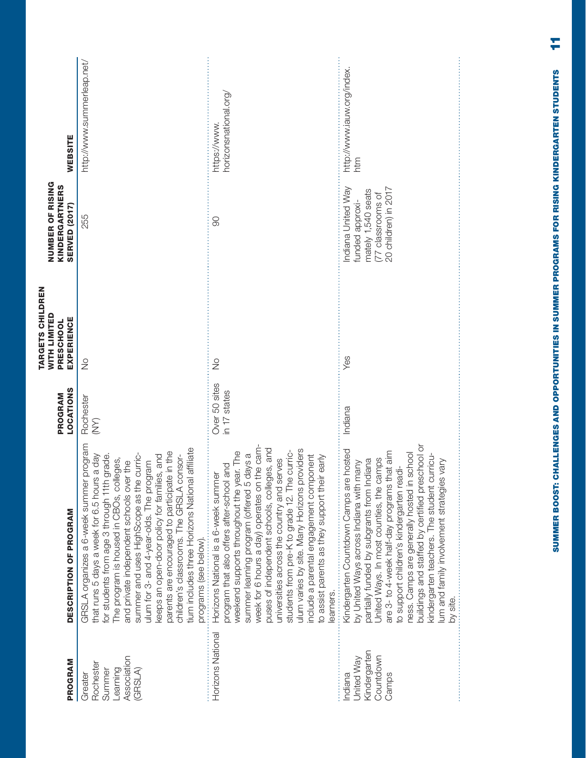| PROGRAM | DESCRIPTION OF PROGRAM | PROGRAM LOCATIONS | TARGETS CHILDREN WITH LIMITED PRESCHOOL EXPERIENCE | NUMBER OF RISING KINDERGARTNERS SERVED (2017) | WEBSITE |
|---|---|---|---|---|---|
| Greater Rochester Summer Learning Association (GRSLA) | GRSLA organizes a 6-week summer program that runs 5 days a week for 6.5 hours a day for students from age 3 through 11th grade. The program is housed in CBOs, colleges, and private independent schools over the summer and uses HighScope as the curriculum for 3- and 4-year-olds. The program keeps an open-door policy for families, and parents are encouraged to participate in the children's classrooms. The GRSLA consortium includes three Horizons National affiliate programs (see below). | Rochester (NY) | No | 255 | http://www.summerleap.net/ |
| Horizons National | Horizons National is a 6-week summer program that also offers after-school and weekend supports throughout the year. The summer learning program (offered 5 days a week for 6 hours a day) operates on the campuses of independent schools, colleges, and universities across the country and serves students from pre-K to grade 12. The curriculum varies by site. Many Horizons providers include a parental engagement component to assist parents as they support their early learners. | Over 50 sites in 17 states | No | 90 | https://www.horizonsnational.org/ |
| Indiana United Way Kindergarten Countdown Camps | Kindergarten Countdown Camps are hosted by United Ways across Indiana with many partially funded by subgrants from Indiana United Ways. In most counties, the camps are 3- to 4-week half-day programs that aim to support children's kindergarten readiness. Camps are generally hosted in school buildings and staffed by certified preschool or kindergarten teachers. The student curriculum and family involvement strategies vary by site. | Indiana | Yes | Indiana United Way funded approximately 1,540 seats (77 classrooms of 20 children) in 2017 | http://www.iauw.org/index.htm |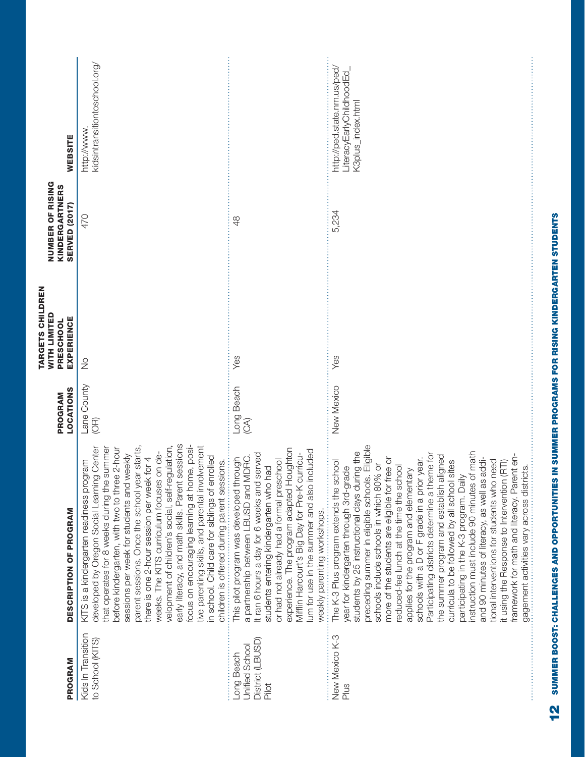| PROGRAM | DESCRIPTION OF PROGRAM | PROGRAM LOCATIONS | TARGETS CHILDREN WITH LIMITED PRESCHOOL EXPERIENCE | NUMBER OF RISING KINDERGARTNERS SERVED (2017) | WEBSITE |
|---|---|---|---|---|---|
| Kids In Transition to School (KITS) | KITS is a kindergarten readiness program developed by Oregon Social Learning Center that operates for 8 weeks during the summer before kindergarten, with two to three 2-hour sessions per week for students and weekly parent sessions. Once the school year starts, there is one 2-hour session per week for 4 weeks. The KITS curriculum focuses on development of children's social, self-regulation, early literacy, and math skills. Parent sessions focus on encouraging learning at home, positive parenting skills, and parental involvement in school. Child care for siblings of enrolled children is offered during parent sessions. | Lane County (OR) | No | 470 | http://www.kidsintransitiontoschool.org/ |
| Long Beach Unified School District (LBUSD) Pilot | This pilot program was developed through a partnership between LBUSD and MDRC. It ran 6 hours a day for 6 weeks and served students entering kindergarten who had or had not already had a formal preschool experience. The program adapted Houghton Mifflin Harcourt's Big Day for Pre-K curriculum for use in the summer and also included weekly parenting workshops. | Long Beach (CA) | Yes | 48 | |
| New Mexico K-3 Plus | The K-3 Plus program extends the school year for kindergarten through 3rd-grade students by 25 instructional days during the preceding summer in eligible schools. Eligible schools include schools in which 80% or more of the students are eligible for free or reduced-fee lunch at the time the school applies for the program and elementary schools with a D or F grade in a prior year. Participating districts determine a theme for the summer program and establish aligned curricula to be followed by all school sites participating in the K-3 program. Daily instruction must include 90 minutes of math and 90 minutes of literacy, as well as additional interventions for students who need it using the Response to Intervention (RTI) framework for math and literacy. Parent engagement activities vary across districts. | New Mexico | Yes | 5,234 | http://ped.state.nm.us/ped/LiteracyEarlyChildhoodEd_K3plus_index.html |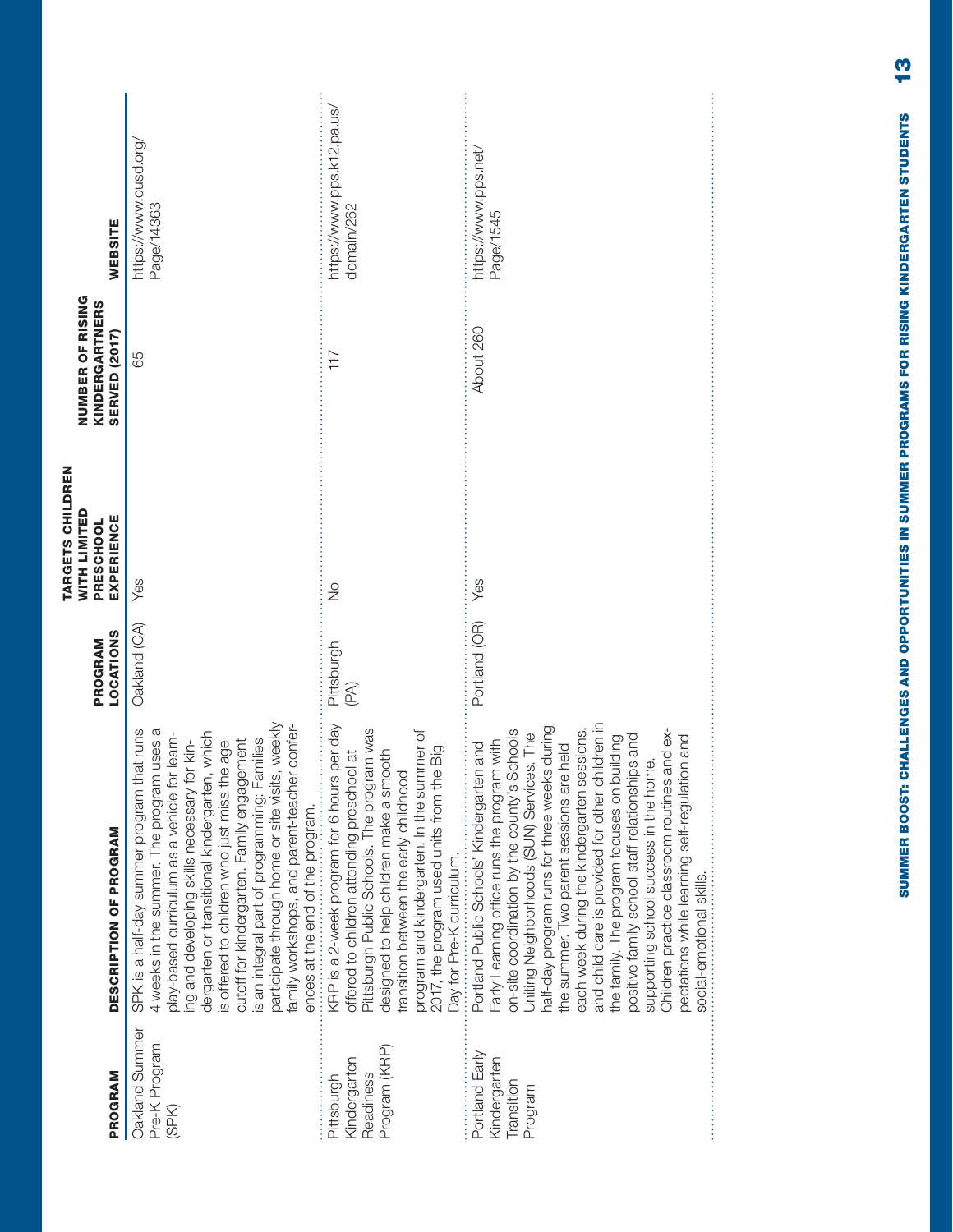| PROGRAM | DESCRIPTION OF PROGRAM | PROGRAM LOCATIONS | TARGETS CHILDREN WITH LIMITED PRESCHOOL EXPERIENCE | NUMBER OF RISING KINDERGARTNERS SERVED (2017) | WEBSITE |
|---|---|---|---|---|---|
| Oakland Summer Pre-K Program (SPK) | SPK is a half-day summer program that runs 4 weeks in the summer. The program uses a play-based curriculum as a vehicle for learning and developing skills necessary for kindergarten or transitional kindergarten, which is offered to children who just miss the age cutoff for kindergarten. Family engagement is an integral part of programming: Families participate through home or site visits, weekly family workshops, and parent-teacher conferences at the end of the program. | Oakland (CA) | Yes | 65 | https://www.ousd.org/Page/14363 |
| Pittsburgh Kindergarten Readiness Program (KRP) | KRP is a 2-week program for 6 hours per day offered to children attending preschool at Pittsburgh Public Schools. The program was designed to help children make a smooth transition between the early childhood program and kindergarten. In the summer of 2017, the program used units from the Big Day for Pre-K curriculum. | Pittsburgh (PA) | No | 117 | https://www.pps.k12.pa.us/domain/262 |
| Portland Early Kindergarten Transition Program | Portland Public Schools' Kindergarten and Early Learning office runs the program with on-site coordination by the county's Schools Uniting Neighborhoods (SUN) Services. The half-day program runs for three weeks during the summer. Two parent sessions are held each week during the kindergarten sessions, and child care is provided for other children in the family. The program focuses on building positive family-school staff relationships and supporting school success in the home. Children practice classroom routines and expectations while learning self-regulation and social-emotional skills. | Portland (OR) | Yes | About 260 | https://www.pps.net/Page/1545 |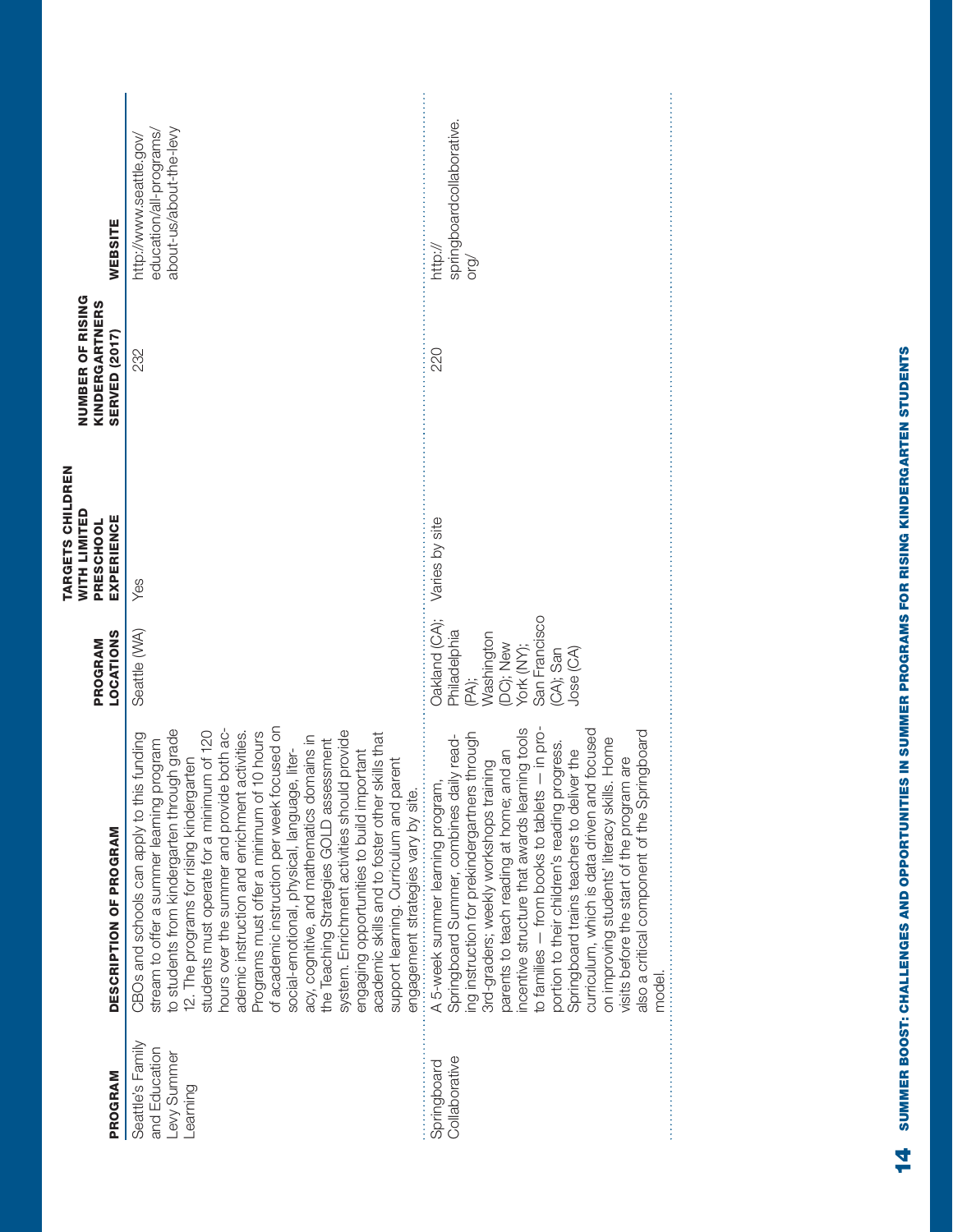| PROGRAM | DESCRIPTION OF PROGRAM | PROGRAM LOCATIONS | TARGETS CHILDREN WITH LIMITED PRESCHOOL EXPERIENCE | NUMBER OF RISING KINDERGARTNERS SERVED (2017) | WEBSITE |
|---|---|---|---|---|---|
| Seattle's Family and Education Levy Summer Learning | CBOs and schools can apply to this funding stream to offer a summer learning program to students from kindergarten through grade 12. The programs for rising kindergarten students must operate for a minimum of 120 hours over the summer and provide both academic instruction and enrichment activities. Programs must offer a minimum of 10 hours of academic instruction per week focused on social-emotional, physical, language, literacy, cognitive, and mathematics domains in the Teaching Strategies GOLD assessment system. Enrichment activities should provide engaging opportunities to build important academic skills and to foster other skills that support learning. Curriculum and parent engagement strategies vary by site. | Seattle (WA) | Yes | 232 | http://www.seattle.gov/education/all-programs/about-us/about-the-levy |
| Springboard Collaborative | A 5-week summer learning program, Springboard Summer, combines daily reading instruction for prekindergartners through 3rd-graders; weekly workshops training parents to teach reading at home; and an incentive structure that awards learning tools to families — from books to tablets — in proportion to their children's reading progress. Springboard trains teachers to deliver the curriculum, which is data driven and focused on improving students' literacy skills. Home visits before the start of the program are also a critical component of the Springboard model. | Oakland (CA); Philadelphia (PA); Washington (DC); New York (NY); San Francisco (CA); San Jose (CA) | Varies by site | 220 | http://springboardcollaborative.org/ |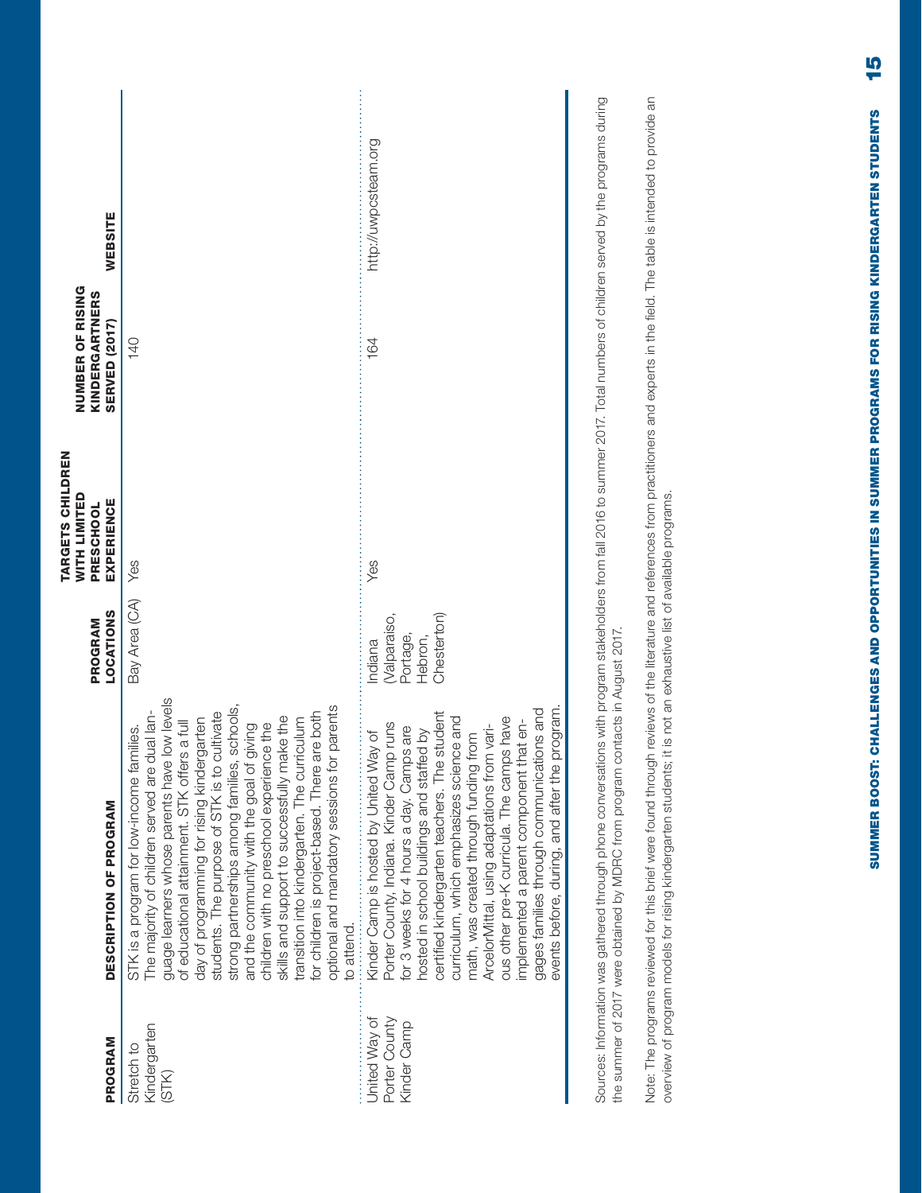| PROGRAM | DESCRIPTION OF PROGRAM | PROGRAM LOCATIONS | TARGETS CHILDREN WITH LIMITED PRESCHOOL EXPERIENCE | NUMBER OF RISING KINDERGARTNERS SERVED (2017) | WEBSITE |
|---|---|---|---|---|---|
| Stretch to Kindergarten (STK) | STK is a program for low-income families. The majority of children served are dual language learners whose parents have low levels of educational attainment. STK offers a full day of programming for rising kindergarten students. The purpose of STK is to cultivate strong partnerships among families, schools, and the community with the goal of giving children with no preschool experience the skills and support to successfully make the transition into kindergarten. The curriculum for children is project-based. There are both optional and mandatory sessions for parents to attend. | Bay Area (CA) | Yes | 140 | |
| United Way of Porter County Kinder Camp | Kinder Camp is hosted by United Way of Porter County, Indiana. Kinder Camp runs for 3 weeks for 4 hours a day. Camps are hosted in school buildings and staffed by certified kindergarten teachers. The student curriculum, which emphasizes science and math, was created through funding from ArcelorMittal, using adaptations from various other pre-K curricula. The camps have implemented a parent component that engages families through communications and events before, during, and after the program. | Indiana (Valparaiso, Portage, Hebron, Chesterton) | Yes | 164 | http://uwpcsteam.org |

Sources: Information was gathered through phone conversations with program stakeholders from fall 2016 to summer 2017. Total numbers of children served by the programs during the summer of 2017 were obtained by MDRC from program contacts in August 2017.

Note: The programs reviewed for this brief were found through reviews of the literature and references from practitioners and experts in the field. The table is intended to provide an overview of program models for rising kindergarten students; it is not an exhaustive list of available programs.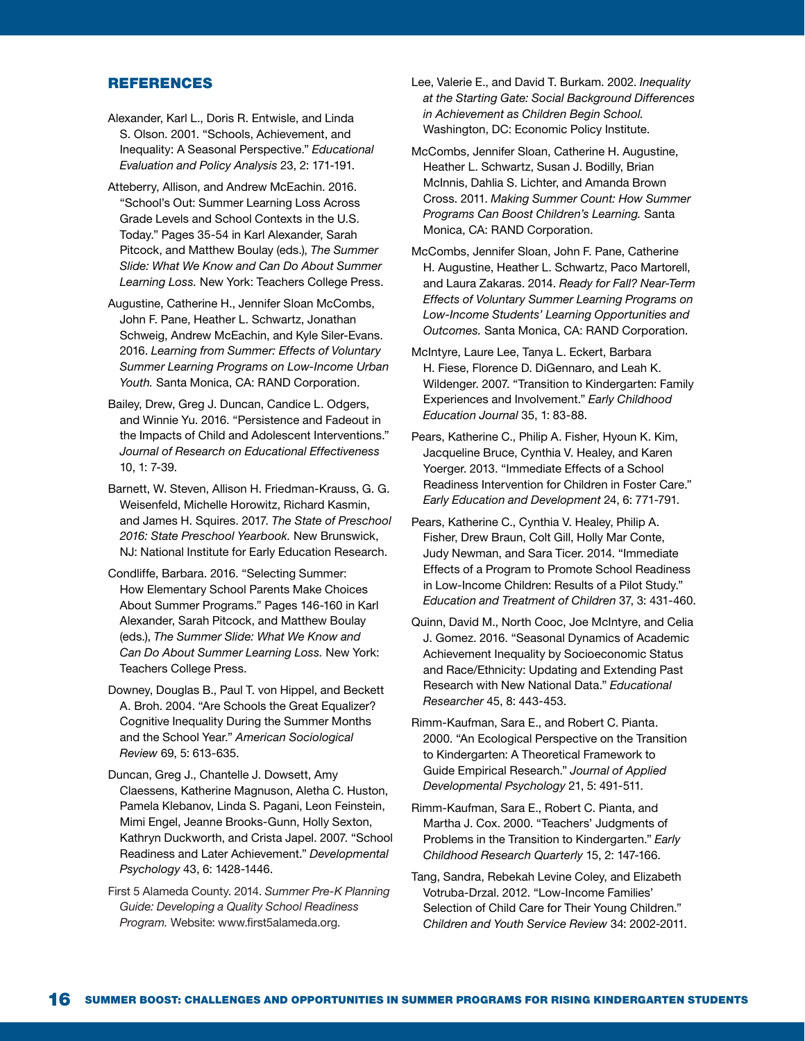## REFERENCES

Alexander, Karl L., Doris R. Entwisle, and Linda S. Olson. 2001. "Schools, Achievement, and Inequality: A Seasonal Perspective." *Educational Evaluation and Policy Analysis* 23, 2: 171-191.

Atteberry, Allison, and Andrew McEachin. 2016. "School's Out: Summer Learning Loss Across Grade Levels and School Contexts in the U.S. Today." Pages 35-54 in Karl Alexander, Sarah Pitcock, and Matthew Boulay (eds.), *The Summer Slide: What We Know and Can Do About Summer Learning Loss.* New York: Teachers College Press.

Augustine, Catherine H., Jennifer Sloan McCombs, John F. Pane, Heather L. Schwartz, Jonathan Schweig, Andrew McEachin, and Kyle Siler-Evans. 2016. *Learning from Summer: Effects of Voluntary Summer Learning Programs on Low-Income Urban Youth.* Santa Monica, CA: RAND Corporation.

Bailey, Drew, Greg J. Duncan, Candice L. Odgers, and Winnie Yu. 2016. "Persistence and Fadeout in the Impacts of Child and Adolescent Interventions." *Journal of Research on Educational Effectiveness* 10, 1: 7-39.

Barnett, W. Steven, Allison H. Friedman-Krauss, G. G. Weisenfeld, Michelle Horowitz, Richard Kasmin, and James H. Squires. 2017. *The State of Preschool 2016: State Preschool Yearbook.* New Brunswick, NJ: National Institute for Early Education Research.

Condliffe, Barbara. 2016. "Selecting Summer: How Elementary School Parents Make Choices About Summer Programs." Pages 146-160 in Karl Alexander, Sarah Pitcock, and Matthew Boulay (eds.), *The Summer Slide: What We Know and Can Do About Summer Learning Loss.* New York: Teachers College Press.

Downey, Douglas B., Paul T. von Hippel, and Beckett A. Broh. 2004. "Are Schools the Great Equalizer? Cognitive Inequality During the Summer Months and the School Year." *American Sociological Review* 69, 5: 613-635.

Duncan, Greg J., Chantelle J. Dowsett, Amy Claessens, Katherine Magnuson, Aletha C. Huston, Pamela Klebanov, Linda S. Pagani, Leon Feinstein, Mimi Engel, Jeanne Brooks-Gunn, Holly Sexton, Kathryn Duckworth, and Crista Japel. 2007. "School Readiness and Later Achievement." *Developmental Psychology* 43, 6: 1428-1446.

First 5 Alameda County. 2014. *Summer Pre-K Planning Guide: Developing a Quality School Readiness Program.* Website: www.first5alameda.org.

Lee, Valerie E., and David T. Burkam. 2002. *Inequality at the Starting Gate: Social Background Differences in Achievement as Children Begin School.* Washington, DC: Economic Policy Institute.

McCombs, Jennifer Sloan, Catherine H. Augustine, Heather L. Schwartz, Susan J. Bodilly, Brian McInnis, Dahlia S. Lichter, and Amanda Brown Cross. 2011. *Making Summer Count: How Summer Programs Can Boost Children's Learning.* Santa Monica, CA: RAND Corporation.

McCombs, Jennifer Sloan, John F. Pane, Catherine H. Augustine, Heather L. Schwartz, Paco Martorell, and Laura Zakaras. 2014. *Ready for Fall? Near-Term Effects of Voluntary Summer Learning Programs on Low-Income Students' Learning Opportunities and Outcomes.* Santa Monica, CA: RAND Corporation.

McIntyre, Laure Lee, Tanya L. Eckert, Barbara H. Fiese, Florence D. DiGennaro, and Leah K. Wildenger. 2007. "Transition to Kindergarten: Family Experiences and Involvement." *Early Childhood Education Journal* 35, 1: 83-88.

Pears, Katherine C., Philip A. Fisher, Hyoun K. Kim, Jacqueline Bruce, Cynthia V. Healey, and Karen Yoerger. 2013. "Immediate Effects of a School Readiness Intervention for Children in Foster Care." *Early Education and Development* 24, 6: 771-791.

Pears, Katherine C., Cynthia V. Healey, Philip A. Fisher, Drew Braun, Colt Gill, Holly Mar Conte, Judy Newman, and Sara Ticer. 2014. "Immediate Effects of a Program to Promote School Readiness in Low-Income Children: Results of a Pilot Study." *Education and Treatment of Children* 37, 3: 431-460.

Quinn, David M., North Cooc, Joe McIntyre, and Celia J. Gomez. 2016. "Seasonal Dynamics of Academic Achievement Inequality by Socioeconomic Status and Race/Ethnicity: Updating and Extending Past Research with New National Data." *Educational Researcher* 45, 8: 443-453.

Rimm-Kaufman, Sara E., and Robert C. Pianta. 2000. "An Ecological Perspective on the Transition to Kindergarten: A Theoretical Framework to Guide Empirical Research." *Journal of Applied Developmental Psychology* 21, 5: 491-511.

Rimm-Kaufman, Sara E., Robert C. Pianta, and Martha J. Cox. 2000. "Teachers' Judgments of Problems in the Transition to Kindergarten." *Early Childhood Research Quarterly* 15, 2: 147-166.

Tang, Sandra, Rebekah Levine Coley, and Elizabeth Votruba-Drzal. 2012. "Low-Income Families' Selection of Child Care for Their Young Children." *Children and Youth Service Review* 34: 2002-2011.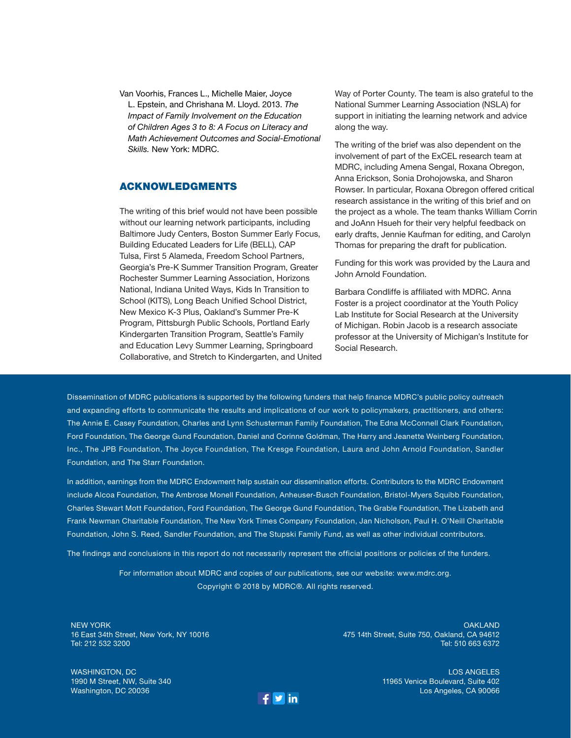Van Voorhis, Frances L., Michelle Maier, Joyce L. Epstein, and Chrishana M. Lloyd. 2013. *The Impact of Family Involvement on the Education of Children Ages 3 to 8: A Focus on Literacy and Math Achievement Outcomes and Social-Emotional Skills.* New York: MDRC.

## ACKNOWLEDGMENTS

The writing of this brief would not have been possible without our learning network participants, including Baltimore Judy Centers, Boston Summer Early Focus, Building Educated Leaders for Life (BELL), CAP Tulsa, First 5 Alameda, Freedom School Partners, Georgia's Pre-K Summer Transition Program, Greater Rochester Summer Learning Association, Horizons National, Indiana United Ways, Kids In Transition to School (KITS), Long Beach Unified School District, New Mexico K-3 Plus, Oakland's Summer Pre-K Program, Pittsburgh Public Schools, Portland Early Kindergarten Transition Program, Seattle's Family and Education Levy Summer Learning, Springboard Collaborative, and Stretch to Kindergarten, and United Way of Porter County. The team is also grateful to the National Summer Learning Association (NSLA) for support in initiating the learning network and advice along the way.

The writing of the brief was also dependent on the involvement of part of the ExCEL research team at MDRC, including Amena Sengal, Roxana Obregon, Anna Erickson, Sonia Drohojowska, and Sharon Rowser. In particular, Roxana Obregon offered critical research assistance in the writing of this brief and on the project as a whole. The team thanks William Corrin and JoAnn Hsueh for their very helpful feedback on early drafts, Jennie Kaufman for editing, and Carolyn Thomas for preparing the draft for publication.

Funding for this work was provided by the Laura and John Arnold Foundation.

Barbara Condliffe is affiliated with MDRC. Anna Foster is a project coordinator at the Youth Policy Lab Institute for Social Research at the University of Michigan. Robin Jacob is a research associate professor at the University of Michigan's Institute for Social Research.

Dissemination of MDRC publications is supported by the following funders that help finance MDRC's public policy outreach and expanding efforts to communicate the results and implications of our work to policymakers, practitioners, and others: The Annie E. Casey Foundation, Charles and Lynn Schusterman Family Foundation, The Edna McConnell Clark Foundation, Ford Foundation, The George Gund Foundation, Daniel and Corinne Goldman, The Harry and Jeanette Weinberg Foundation, Inc., The JPB Foundation, The Joyce Foundation, The Kresge Foundation, Laura and John Arnold Foundation, Sandler Foundation, and The Starr Foundation.

In addition, earnings from the MDRC Endowment help sustain our dissemination efforts. Contributors to the MDRC Endowment include Alcoa Foundation, The Ambrose Monell Foundation, Anheuser-Busch Foundation, Bristol-Myers Squibb Foundation, Charles Stewart Mott Foundation, Ford Foundation, The George Gund Foundation, The Grable Foundation, The Lizabeth and Frank Newman Charitable Foundation, The New York Times Company Foundation, Jan Nicholson, Paul H. O'Neill Charitable Foundation, John S. Reed, Sandler Foundation, and The Stupski Family Fund, as well as other individual contributors.

The findings and conclusions in this report do not necessarily represent the official positions or policies of the funders.

For information about MDRC and copies of our publications, see our website: www.mdrc.org.
Copyright © 2018 by MDRC®. All rights reserved.

NEW YORK
16 East 34th Street, New York, NY 10016
Tel: 212 532 3200

OAKLAND
475 14th Street, Suite 750, Oakland, CA 94612
Tel: 510 663 6372

WASHINGTON, DC
1990 M Street, NW, Suite 340
Washington, DC 20036

LOS ANGELES
11965 Venice Boulevard, Suite 402
Los Angeles, CA 90066